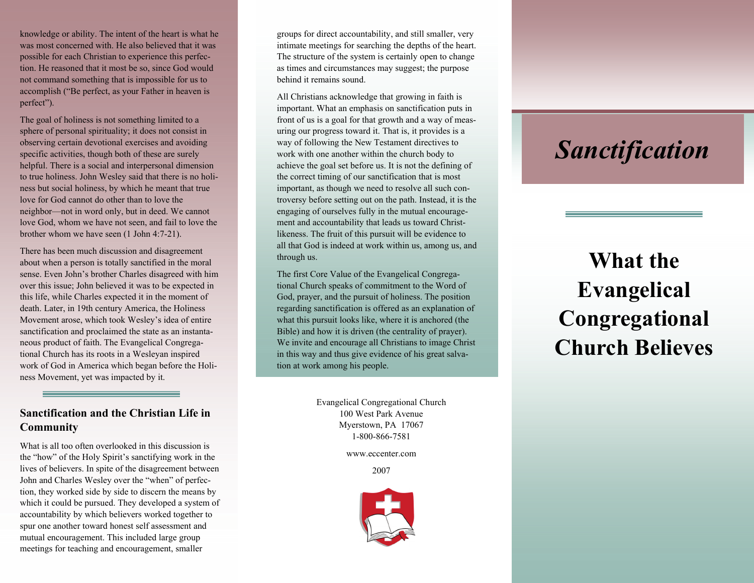knowledge or ability. The intent of the heart is what he was most concerned with. He also believed that it was possible for each Christian to experience this perfection. He reasoned that it most be so, since God would not command something that is impossible for us to accomplish ("Be perfect, as your Father in heaven is perfect").

The goal of holiness is not something limited to a sphere of personal spirituality; it does not consist in observing certain devotional exercises and avoiding specific activities, though both of these are surely helpful. There is a social and interpersonal dimension to true holiness. John Wesley said that there is no holiness but social holiness, by which he meant that true love for God cannot do other than to love the neighbor—not in word only, but in deed. We cannot love God, whom we have not seen, and fail to love the brother whom we have seen (1 John 4:7-21).

There has been much discussion and disagreement about when a person is totally sanctified in the moral sense. Even John's brother Charles disagreed with him over this issue; John believed it was to be expected in this life, while Charles expected it in the moment of death. Later, in 19th century America, the Holiness Movement arose, which took Wesley's idea of entire sanctification and proclaimed the state as an instantaneous product of faith. The Evangelical Congregational Church has its roots in a Wesleyan inspired work of God in America which began before the Holiness Movement, yet was impacted by it.

### Sanctification and the Christian Life in Community

What is all too often overlooked in this discussion is the "how" of the Holy Spirit's sanctifying work in the lives of believers. In spite of the disagreement between John and Charles Wesley over the "when" of perfection, they worked side by side to discern the means by which it could be pursued. They developed a system of accountability by which believers worked together to spur one another toward honest self assessment and mutual encouragement. This included large group meetings for teaching and encouragement, smaller groups for direct accountability, and still smaller, very intimate meetings for searching the depths of the heart. The structure of the system is certainly open to change as times and circumstances may suggest; the purpose behind it remains sound.

All Christians acknowledge that growing in faith is important. What an emphasis on sanctification puts in front of us is a goal for that growth and a way of measuring our progress toward it. That is, it provides is a way of following the New Testament directives to work with one another within the church body to achieve the goal set before us. It is not the defining of the correct timing of our sanctification that is most important, as though we need to resolve all such controversy before setting out on the path. Instead, it is the engaging of ourselves fully in the mutual encouragement and accountability that leads us toward Christlikeness. The fruit of this pursuit will be evidence to all that God is indeed at work within us, among us, and through us.

The first Core Value of the Evangelical Congregational Church speaks of commitment to the Word of God, prayer, and the pursuit of holiness. The position regarding sanctification is offered as an explanation of what this pursuit looks like, where it is anchored (the Bible) and how it is driven (the centrality of prayer). We invite and encourage all Christians to image Christ in this way and thus give evidence of his great salvation at work among his people.

Evangelical Congregational Church
100 West Park Avenue
Myerstown, PA 17067
1-800-866-7581

www.eccenter.com

2007

# *Sanctification*

## What the Evangelical Congregational Church Believes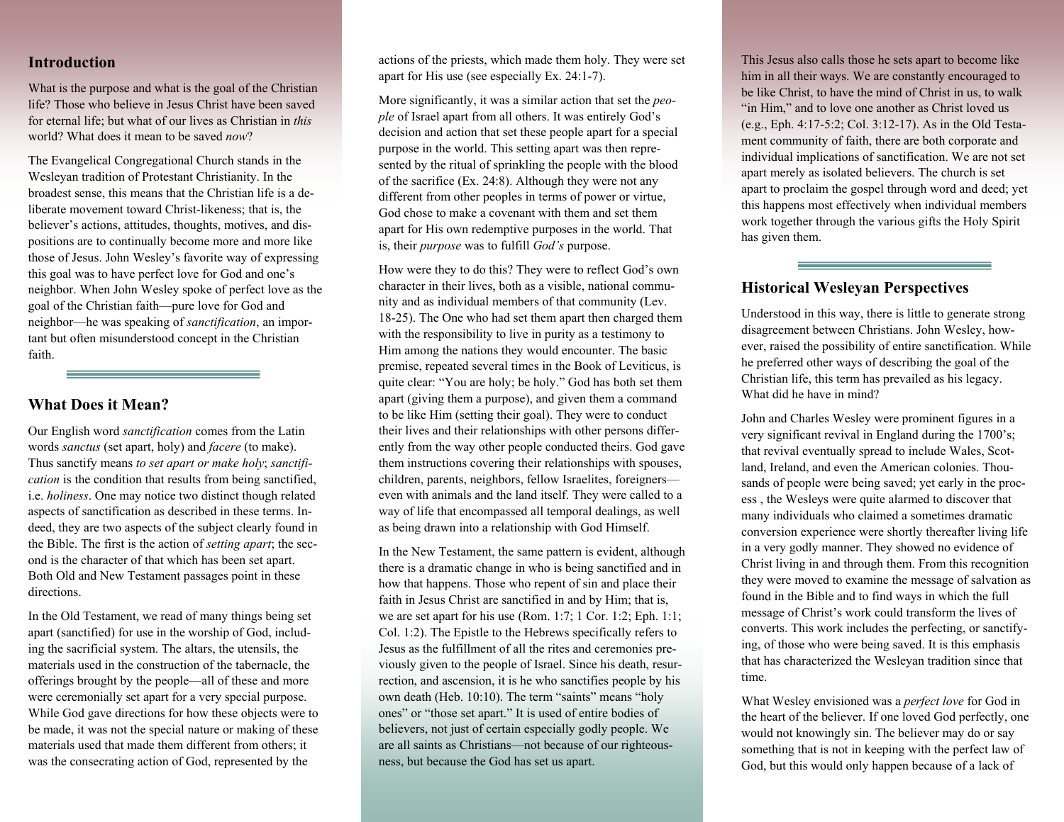## Introduction

What is the purpose and what is the goal of the Christian life? Those who believe in Jesus Christ have been saved for eternal life; but what of our lives as Christian in *this* world? What does it mean to be saved *now*?

The Evangelical Congregational Church stands in the Wesleyan tradition of Protestant Christianity. In the broadest sense, this means that the Christian life is a deliberate movement toward Christ-likeness; that is, the believer's actions, attitudes, thoughts, motives, and dispositions are to continually become more and more like those of Jesus. John Wesley's favorite way of expressing this goal was to have perfect love for God and one's neighbor. When John Wesley spoke of perfect love as the goal of the Christian faith—pure love for God and neighbor—he was speaking of *sanctification*, an important but often misunderstood concept in the Christian faith.

## What Does it Mean?

Our English word *sanctification* comes from the Latin words *sanctus* (set apart, holy) and *facere* (to make). Thus sanctify means *to set apart or make holy*; *sanctification* is the condition that results from being sanctified, i.e. *holiness*. One may notice two distinct though related aspects of sanctification as described in these terms. Indeed, they are two aspects of the subject clearly found in the Bible. The first is the action of *setting apart*; the second is the character of that which has been set apart. Both Old and New Testament passages point in these directions.

In the Old Testament, we read of many things being set apart (sanctified) for use in the worship of God, including the sacrificial system. The altars, the utensils, the materials used in the construction of the tabernacle, the offerings brought by the people—all of these and more were ceremonially set apart for a very special purpose. While God gave directions for how these objects were to be made, it was not the special nature or making of these materials used that made them different from others; it was the consecrating action of God, represented by the actions of the priests, which made them holy. They were set apart for His use (see especially Ex. 24:1-7).

More significantly, it was a similar action that set the *people* of Israel apart from all others. It was entirely God's decision and action that set these people apart for a special purpose in the world. This setting apart was then represented by the ritual of sprinkling the people with the blood of the sacrifice (Ex. 24:8). Although they were not any different from other peoples in terms of power or virtue, God chose to make a covenant with them and set them apart for His own redemptive purposes in the world. That is, their *purpose* was to fulfill *God's* purpose.

How were they to do this? They were to reflect God's own character in their lives, both as a visible, national community and as individual members of that community (Lev. 18-25). The One who had set them apart then charged them with the responsibility to live in purity as a testimony to Him among the nations they would encounter. The basic premise, repeated several times in the Book of Leviticus, is quite clear: "You are holy; be holy." God has both set them apart (giving them a purpose), and given them a command to be like Him (setting their goal). They were to conduct their lives and their relationships with other persons differently from the way other people conducted theirs. God gave them instructions covering their relationships with spouses, children, parents, neighbors, fellow Israelites, foreigners—even with animals and the land itself. They were called to a way of life that encompassed all temporal dealings, as well as being drawn into a relationship with God Himself.

In the New Testament, the same pattern is evident, although there is a dramatic change in who is being sanctified and in how that happens. Those who repent of sin and place their faith in Jesus Christ are sanctified in and by Him; that is, we are set apart for his use (Rom. 1:7; 1 Cor. 1:2; Eph. 1:1; Col. 1:2). The Epistle to the Hebrews specifically refers to Jesus as the fulfillment of all the rites and ceremonies previously given to the people of Israel. Since his death, resurrection, and ascension, it is he who sanctifies people by his own death (Heb. 10:10). The term "saints" means "holy ones" or "those set apart." It is used of entire bodies of believers, not just of certain especially godly people. We are all saints as Christians—not because of our righteousness, but because the God has set us apart.

This Jesus also calls those he sets apart to become like him in all their ways. We are constantly encouraged to be like Christ, to have the mind of Christ in us, to walk "in Him," and to love one another as Christ loved us (e.g., Eph. 4:17-5:2; Col. 3:12-17). As in the Old Testament community of faith, there are both corporate and individual implications of sanctification. We are not set apart merely as isolated believers. The church is set apart to proclaim the gospel through word and deed; yet this happens most effectively when individual members work together through the various gifts the Holy Spirit has given them.

## Historical Wesleyan Perspectives

Understood in this way, there is little to generate strong disagreement between Christians. John Wesley, however, raised the possibility of entire sanctification. While he preferred other ways of describing the goal of the Christian life, this term has prevailed as his legacy. What did he have in mind?

John and Charles Wesley were prominent figures in a very significant revival in England during the 1700's; that revival eventually spread to include Wales, Scotland, Ireland, and even the American colonies. Thousands of people were being saved; yet early in the process , the Wesleys were quite alarmed to discover that many individuals who claimed a sometimes dramatic conversion experience were shortly thereafter living life in a very godly manner. They showed no evidence of Christ living in and through them. From this recognition they were moved to examine the message of salvation as found in the Bible and to find ways in which the full message of Christ's work could transform the lives of converts. This work includes the perfecting, or sanctifying, of those who were being saved. It is this emphasis that has characterized the Wesleyan tradition since that time.

What Wesley envisioned was a *perfect love* for God in the heart of the believer. If one loved God perfectly, one would not knowingly sin. The believer may do or say something that is not in keeping with the perfect law of God, but this would only happen because of a lack of